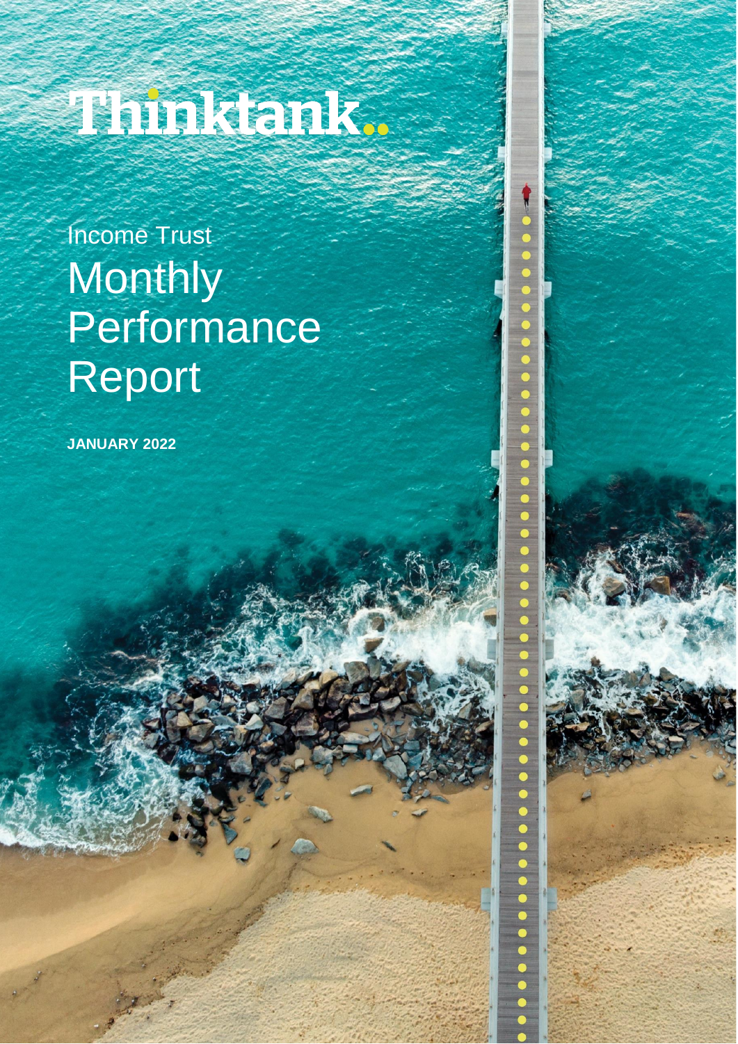# Thinktank

Income Trust

# Monthly Performance Report

**JANUARY 2022**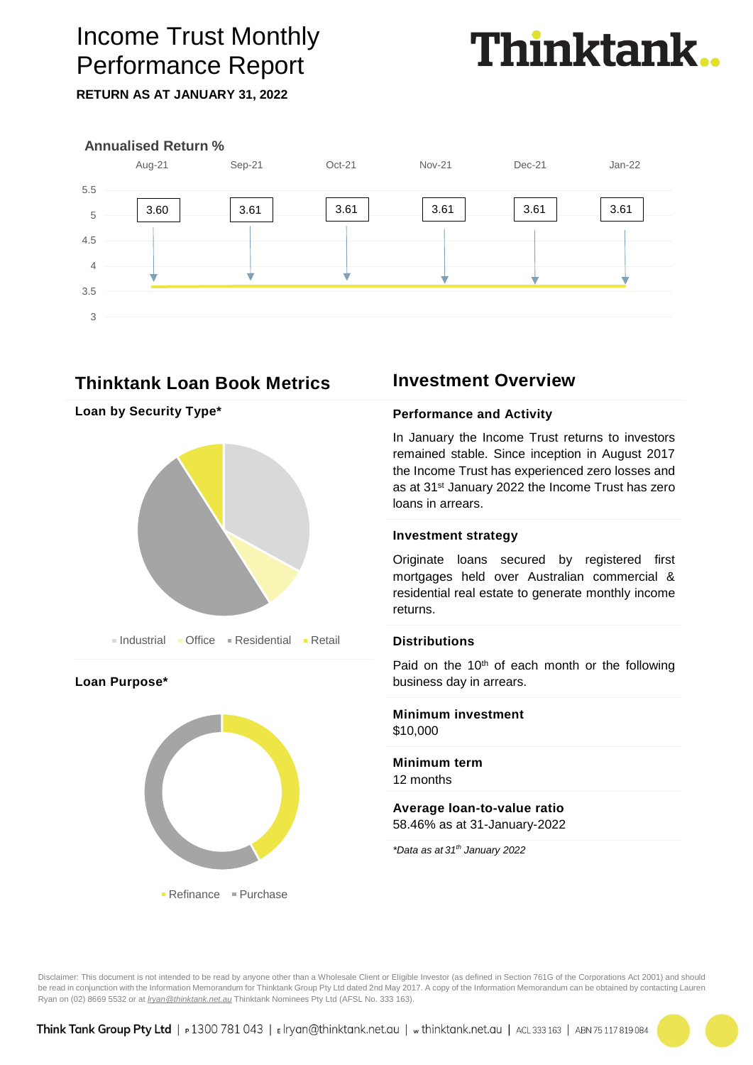# Income Trust Monthly Performance Report

**RETURN AS AT JANUARY 31, 2022**

Thinktank

**Annualised Return %**

| Aug-21 | Sep-21 | Oct-21 | Nov-21 | Dec-21 | Jan-22 |
|---|---|---|---|---|---|
| 3.60 | 3.61 | 3.61 | 3.61 | 3.61 | 3.61 |

## Thinktank Loan Book Metrics

### Loan by Security Type*

Industrial  Office  Residential  Retail

### Loan Purpose*

Refinance  Purchase

## Investment Overview

### Performance and Activity

In January the Income Trust returns to investors remained stable. Since inception in August 2017 the Income Trust has experienced zero losses and as at 31st January 2022 the Income Trust has zero loans in arrears.

### Investment strategy

Originate loans secured by registered first mortgages held over Australian commercial & residential real estate to generate monthly income returns.

### Distributions

Paid on the 10th of each month or the following business day in arrears.

### Minimum investment

$10,000

### Minimum term

12 months

### Average loan-to-value ratio

58.46% as at 31-January-2022

*\*Data as at 31th January 2022*

Disclaimer: This document is not intended to be read by anyone other than a Wholesale Client or Eligible Investor (as defined in Section 761G of the Corporations Act 2001) and should be read in conjunction with the Information Memorandum for Thinktank Group Pty Ltd dated 2nd May 2017. A copy of the Information Memorandum can be obtained by contacting Lauren Ryan on (02) 8669 5532 or at *lryan@thinktank.net.au* Thinktank Nominees Pty Ltd (AFSL No. 333 163).

**Think Tank Group Pty Ltd** | P 1300 781 043 | E lryan@thinktank.net.au | W thinktank.net.au | ACL 333 163 | ABN 75 117 819 084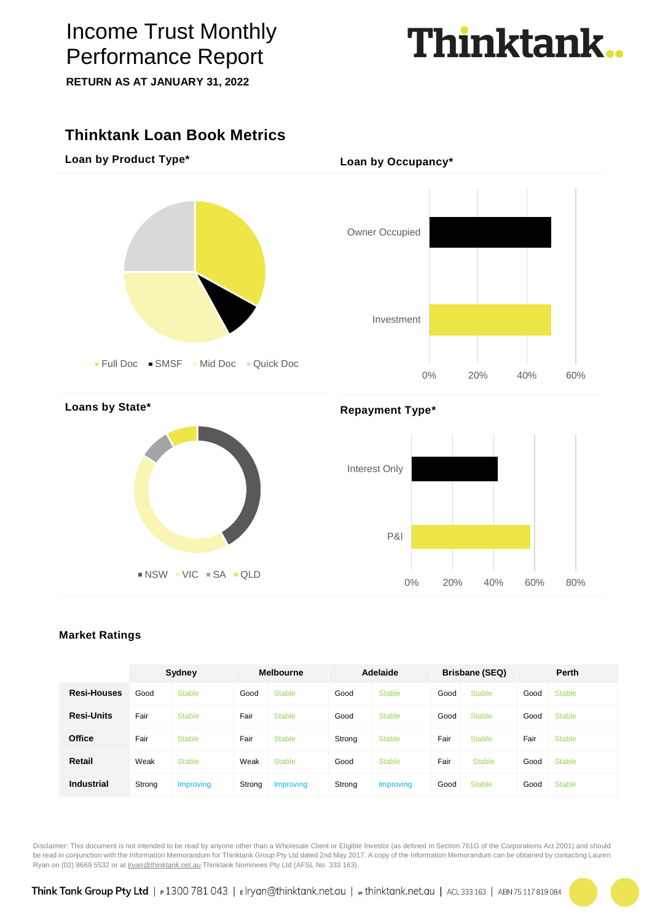# Income Trust Monthly Performance Report

**RETURN AS AT JANUARY 31, 2022**

## Thinktank Loan Book Metrics

### Loan by Product Type*

Full Doc ▪ SMSF ▪ Mid Doc ▪ Quick Doc

### Loan by Occupancy*

Owner Occupied

Investment

0% 20% 40% 60%

### Loans by State*

NSW ▪ VIC ▪ SA ▪ QLD

### Repayment Type*

Interest Only

P&I

0% 20% 40% 60% 80%

### Market Ratings

| | Sydney | | Melbourne | | Adelaide | | Brisbane (SEQ) | | Perth | |
|---|---|---|---|---|---|---|---|---|---|---|
| **Resi-Houses** | Good | Stable | Good | Stable | Good | Stable | Good | Stable | Good | Stable |
| **Resi-Units** | Fair | Stable | Fair | Stable | Good | Stable | Good | Stable | Good | Stable |
| **Office** | Fair | Stable | Fair | Stable | Strong | Stable | Fair | Stable | Fair | Stable |
| **Retail** | Weak | Stable | Weak | Stable | Good | Stable | Fair | Stable | Good | Stable |
| **Industrial** | Strong | Improving | Strong | Improving | Strong | Improving | Good | Stable | Good | Stable |

Disclaimer: This document is not intended to be read by anyone other than a Wholesale Client or Eligible Investor (as defined in Section 761G of the Corporations Act 2001) and should be read in conjunction with the Information Memorandum for Thinktank Group Pty Ltd dated 2nd May 2017. A copy of the Information Memorandum can be obtained by contacting Lauren Ryan on (02) 8669 5532 or at *lryan@thinktank.net.au* Thinktank Nominees Pty Ltd (AFSL No. 333 163).

Think Tank Group Pty Ltd | P 1300 781 043 | E lryan@thinktank.net.au | W thinktank.net.au | ACL 333 163 | ABN 75 117 819 084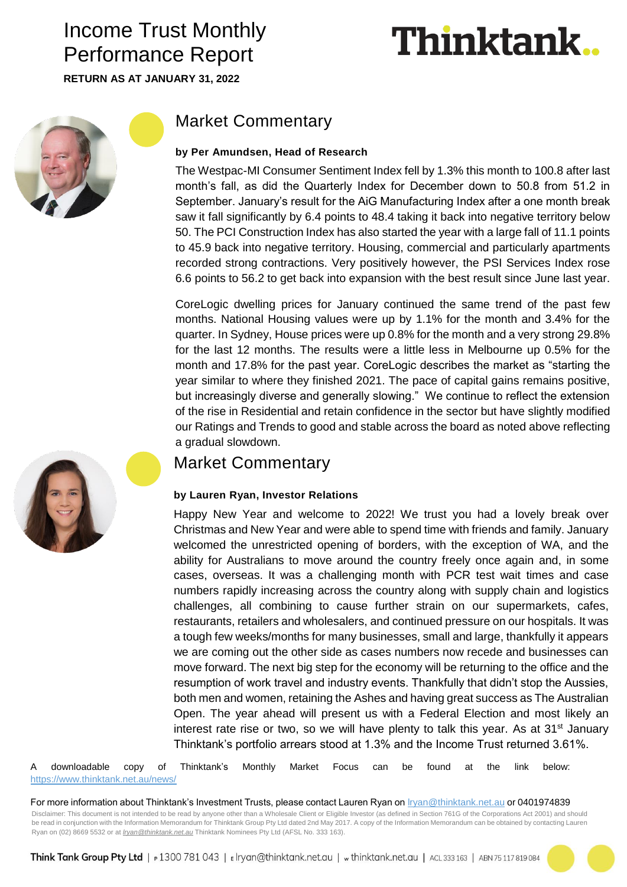# Income Trust Monthly Performance Report

**RETURN AS AT JANUARY 31, 2022**

## Market Commentary

**by Per Amundsen, Head of Research**

The Westpac-MI Consumer Sentiment Index fell by 1.3% this month to 100.8 after last month's fall, as did the Quarterly Index for December down to 50.8 from 51.2 in September. January's result for the AiG Manufacturing Index after a one month break saw it fall significantly by 6.4 points to 48.4 taking it back into negative territory below 50. The PCI Construction Index has also started the year with a large fall of 11.1 points to 45.9 back into negative territory. Housing, commercial and particularly apartments recorded strong contractions. Very positively however, the PSI Services Index rose 6.6 points to 56.2 to get back into expansion with the best result since June last year.

CoreLogic dwelling prices for January continued the same trend of the past few months. National Housing values were up by 1.1% for the month and 3.4% for the quarter. In Sydney, House prices were up 0.8% for the month and a very strong 29.8% for the last 12 months. The results were a little less in Melbourne up 0.5% for the month and 17.8% for the past year. CoreLogic describes the market as "starting the year similar to where they finished 2021. The pace of capital gains remains positive, but increasingly diverse and generally slowing." We continue to reflect the extension of the rise in Residential and retain confidence in the sector but have slightly modified our Ratings and Trends to good and stable across the board as noted above reflecting a gradual slowdown.

## Market Commentary

**by Lauren Ryan, Investor Relations**

Happy New Year and welcome to 2022! We trust you had a lovely break over Christmas and New Year and were able to spend time with friends and family. January welcomed the unrestricted opening of borders, with the exception of WA, and the ability for Australians to move around the country freely once again and, in some cases, overseas. It was a challenging month with PCR test wait times and case numbers rapidly increasing across the country along with supply chain and logistics challenges, all combining to cause further strain on our supermarkets, cafes, restaurants, retailers and wholesalers, and continued pressure on our hospitals. It was a tough few weeks/months for many businesses, small and large, thankfully it appears we are coming out the other side as cases numbers now recede and businesses can move forward. The next big step for the economy will be returning to the office and the resumption of work travel and industry events. Thankfully that didn't stop the Aussies, both men and women, retaining the Ashes and having great success as The Australian Open. The year ahead will present us with a Federal Election and most likely an interest rate rise or two, so we will have plenty to talk this year. As at 31st January Thinktank's portfolio arrears stood at 1.3% and the Income Trust returned 3.61%.

A downloadable copy of Thinktank's Monthly Market Focus can be found at the link below: https://www.thinktank.net.au/news/

For more information about Thinktank's Investment Trusts, please contact Lauren Ryan on lryan@thinktank.net.au or 0401974839

Disclaimer: This document is not intended to be read by anyone other than a Wholesale Client or Eligible Investor (as defined in Section 761G of the Corporations Act 2001) and should be read in conjunction with the Information Memorandum for Thinktank Group Pty Ltd dated 2nd May 2017. A copy of the Information Memorandum can be obtained by contacting Lauren Ryan on (02) 8669 5532 or at *lryan@thinktank.net.au* Thinktank Nominees Pty Ltd (AFSL No. 333 163).

Think Tank Group Pty Ltd | P 1300 781 043 | E lryan@thinktank.net.au | W thinktank.net.au | ACL 333 163 | ABN 75 117 819 084